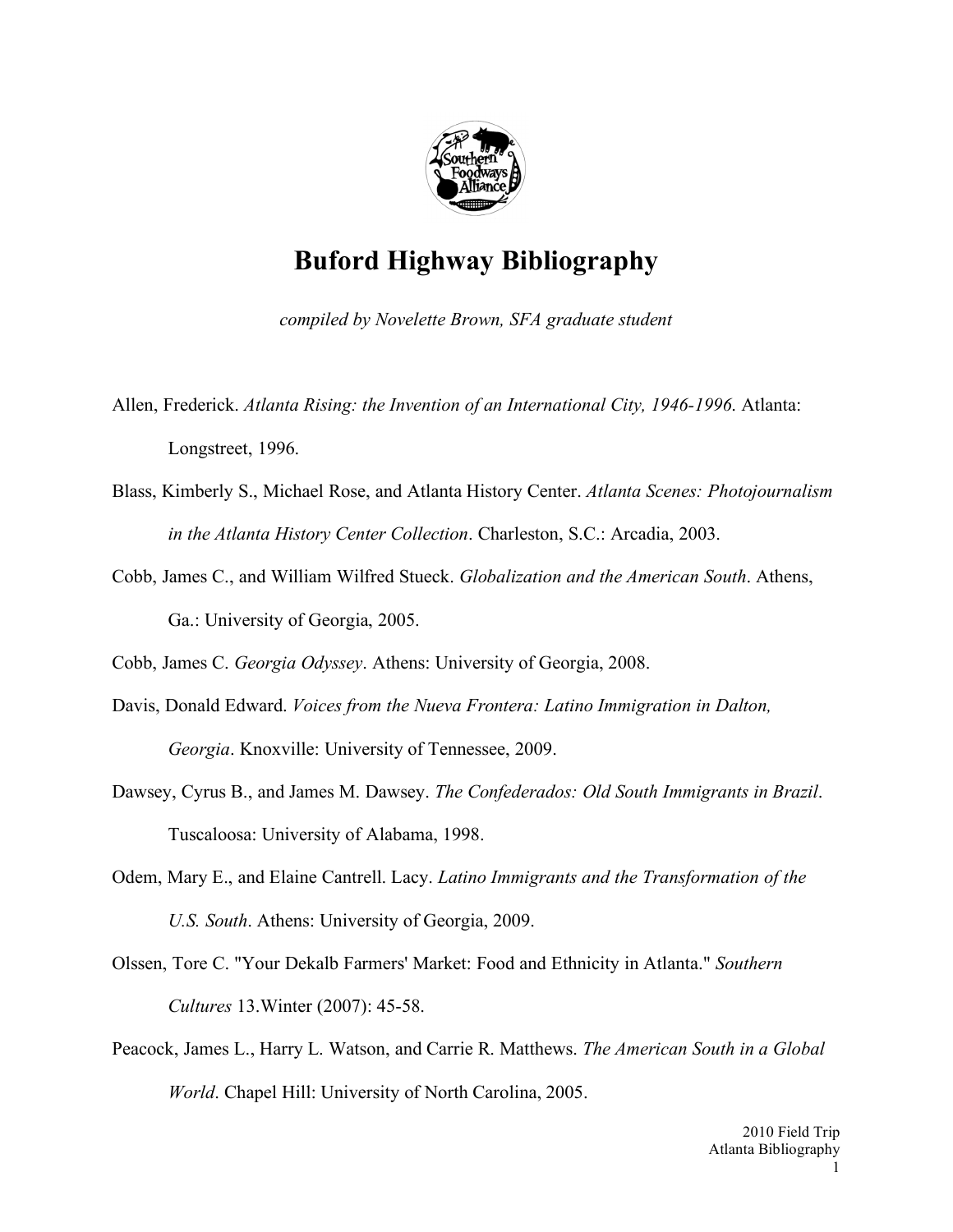# Buford Highway Bibliography

*compiled by Novelette Brown, SFA graduate student*

Allen, Frederick. *Atlanta Rising: the Invention of an International City, 1946-1996.* Atlanta: Longstreet, 1996.

Blass, Kimberly S., Michael Rose, and Atlanta History Center. *Atlanta Scenes: Photojournalism in the Atlanta History Center Collection*. Charleston, S.C.: Arcadia, 2003.

Cobb, James C., and William Wilfred Stueck. *Globalization and the American South*. Athens, Ga.: University of Georgia, 2005.

Cobb, James C. *Georgia Odyssey*. Athens: University of Georgia, 2008.

Davis, Donald Edward. *Voices from the Nueva Frontera: Latino Immigration in Dalton, Georgia*. Knoxville: University of Tennessee, 2009.

Dawsey, Cyrus B., and James M. Dawsey. *The Confederados: Old South Immigrants in Brazil*. Tuscaloosa: University of Alabama, 1998.

Odem, Mary E., and Elaine Cantrell. Lacy. *Latino Immigrants and the Transformation of the U.S. South*. Athens: University of Georgia, 2009.

Olssen, Tore C. "Your Dekalb Farmers' Market: Food and Ethnicity in Atlanta." *Southern Cultures* 13.Winter (2007): 45-58.

Peacock, James L., Harry L. Watson, and Carrie R. Matthews. *The American South in a Global World*. Chapel Hill: University of North Carolina, 2005.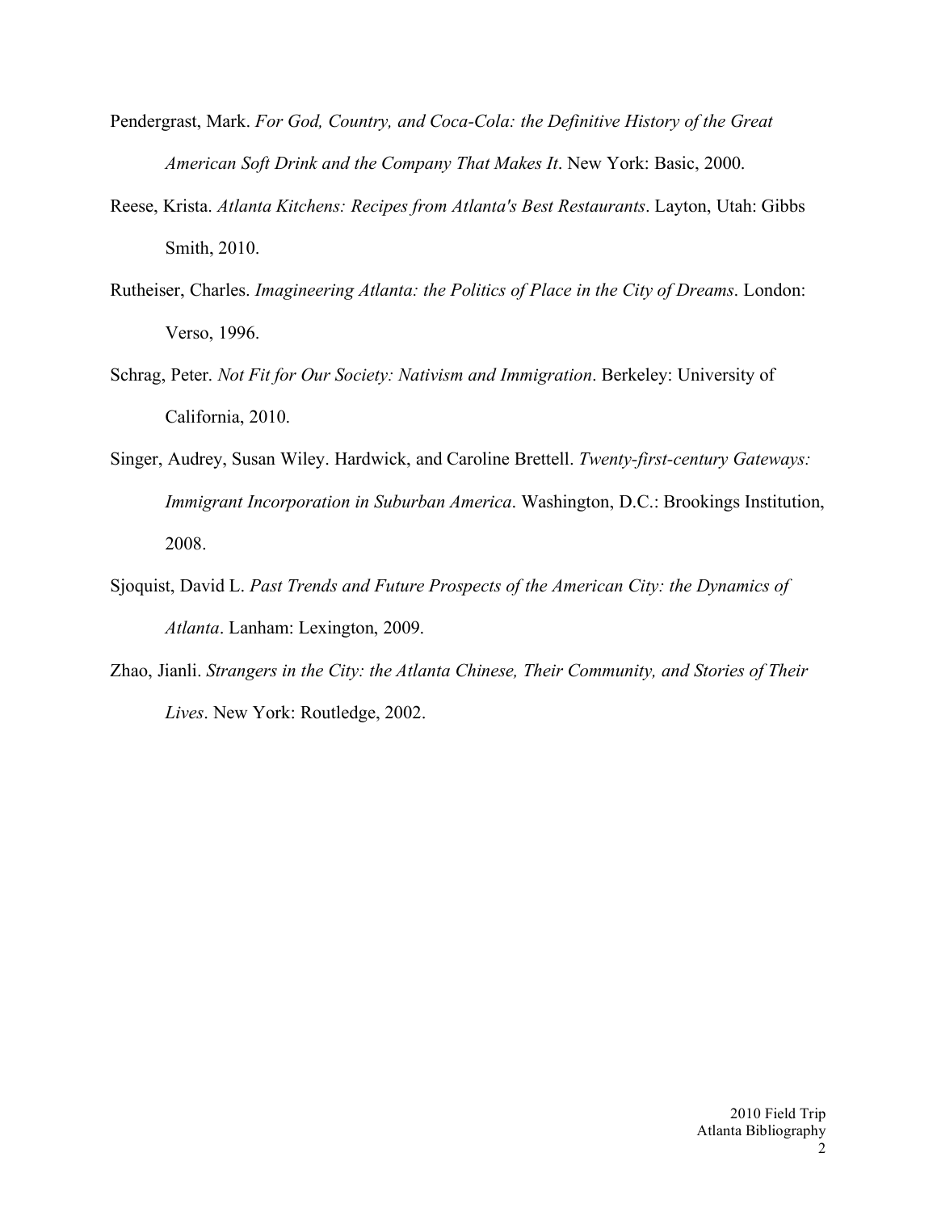Pendergrast, Mark. *For God, Country, and Coca-Cola: the Definitive History of the Great American Soft Drink and the Company That Makes It*. New York: Basic, 2000.

Reese, Krista. *Atlanta Kitchens: Recipes from Atlanta's Best Restaurants*. Layton, Utah: Gibbs Smith, 2010.

Rutheiser, Charles. *Imagineering Atlanta: the Politics of Place in the City of Dreams*. London: Verso, 1996.

Schrag, Peter. *Not Fit for Our Society: Nativism and Immigration*. Berkeley: University of California, 2010.

Singer, Audrey, Susan Wiley. Hardwick, and Caroline Brettell. *Twenty-first-century Gateways: Immigrant Incorporation in Suburban America*. Washington, D.C.: Brookings Institution, 2008.

Sjoquist, David L. *Past Trends and Future Prospects of the American City: the Dynamics of Atlanta*. Lanham: Lexington, 2009.

Zhao, Jianli. *Strangers in the City: the Atlanta Chinese, Their Community, and Stories of Their Lives*. New York: Routledge, 2002.